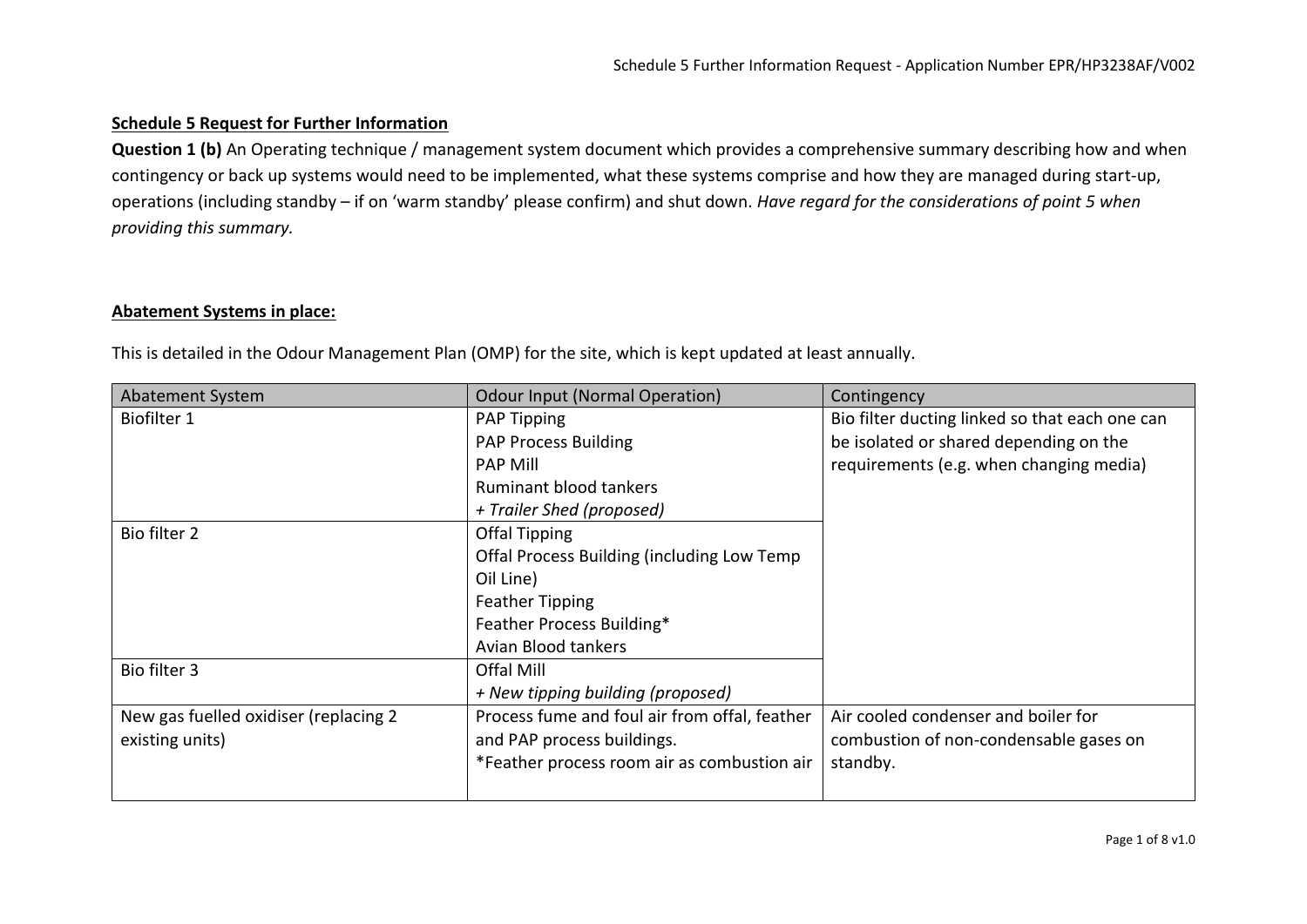**Schedule 5 Request for Further Information**

**Question 1 (b)** An Operating technique / management system document which provides a comprehensive summary describing how and when contingency or back up systems would need to be implemented, what these systems comprise and how they are managed during start-up, operations (including standby – if on 'warm standby' please confirm) and shut down. *Have regard for the considerations of point 5 when providing this summary.*

**Abatement Systems in place:**

This is detailed in the Odour Management Plan (OMP) for the site, which is kept updated at least annually.

| Abatement System | Odour Input (Normal Operation) | Contingency |
|---|---|---|
| Biofilter 1 | PAP Tipping<br>PAP Process Building<br>PAP Mill<br>Ruminant blood tankers<br>*+ Trailer Shed (proposed)* | Bio filter ducting linked so that each one can be isolated or shared depending on the requirements (e.g. when changing media) |
| Bio filter 2 | Offal Tipping<br>Offal Process Building (including Low Temp Oil Line)<br>Feather Tipping<br>Feather Process Building*<br>Avian Blood tankers | |
| Bio filter 3 | Offal Mill<br>*+ New tipping building (proposed)* | |
| New gas fuelled oxidiser (replacing 2 existing units) | Process fume and foul air from offal, feather and PAP process buildings.<br>*Feather process room air as combustion air | Air cooled condenser and boiler for combustion of non-condensable gases on standby. |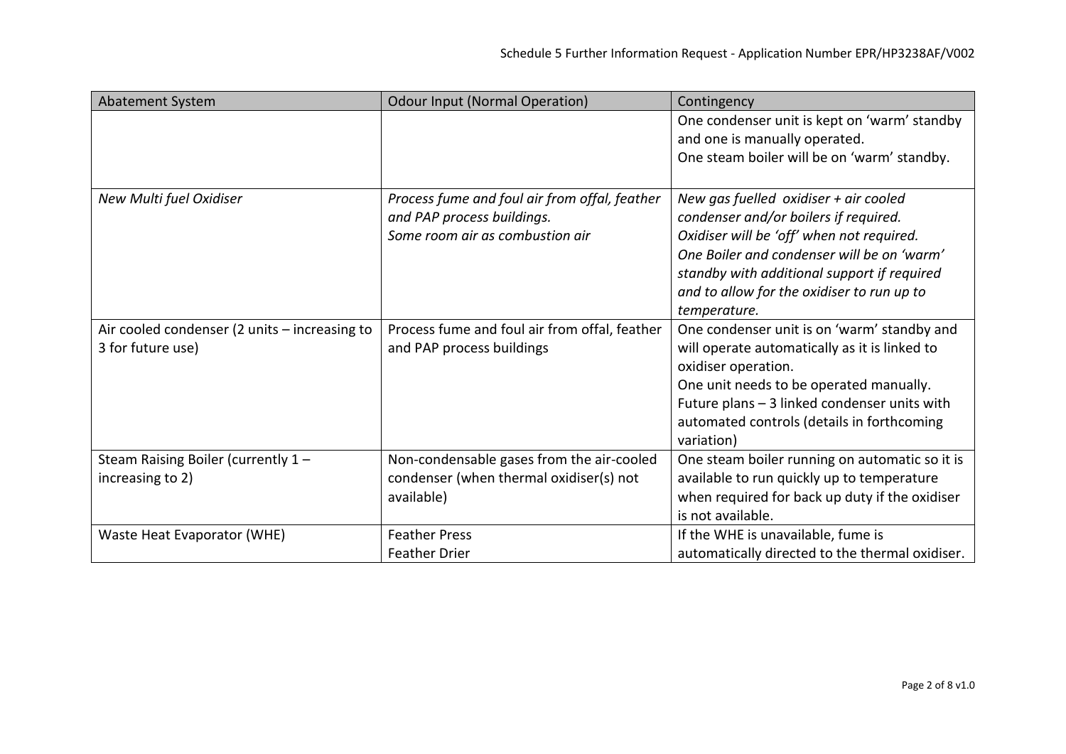| Abatement System | Odour Input (Normal Operation) | Contingency |
| --- | --- | --- |
| | | One condenser unit is kept on 'warm' standby and one is manually operated.<br>One steam boiler will be on 'warm' standby. |
| *New Multi fuel Oxidiser* | *Process fume and foul air from offal, feather and PAP process buildings.*<br>*Some room air as combustion air* | *New gas fuelled oxidiser + air cooled condenser and/or boilers if required.*<br>*Oxidiser will be 'off' when not required.*<br>*One Boiler and condenser will be on 'warm' standby with additional support if required and to allow for the oxidiser to run up to temperature.* |
| Air cooled condenser (2 units – increasing to 3 for future use) | Process fume and foul air from offal, feather and PAP process buildings | One condenser unit is on 'warm' standby and will operate automatically as it is linked to oxidiser operation.<br>One unit needs to be operated manually.<br>Future plans – 3 linked condenser units with automated controls (details in forthcoming variation) |
| Steam Raising Boiler (currently 1 – increasing to 2) | Non-condensable gases from the air-cooled condenser (when thermal oxidiser(s) not available) | One steam boiler running on automatic so it is available to run quickly up to temperature when required for back up duty if the oxidiser is not available. |
| Waste Heat Evaporator (WHE) | Feather Press<br>Feather Drier | If the WHE is unavailable, fume is automatically directed to the thermal oxidiser. |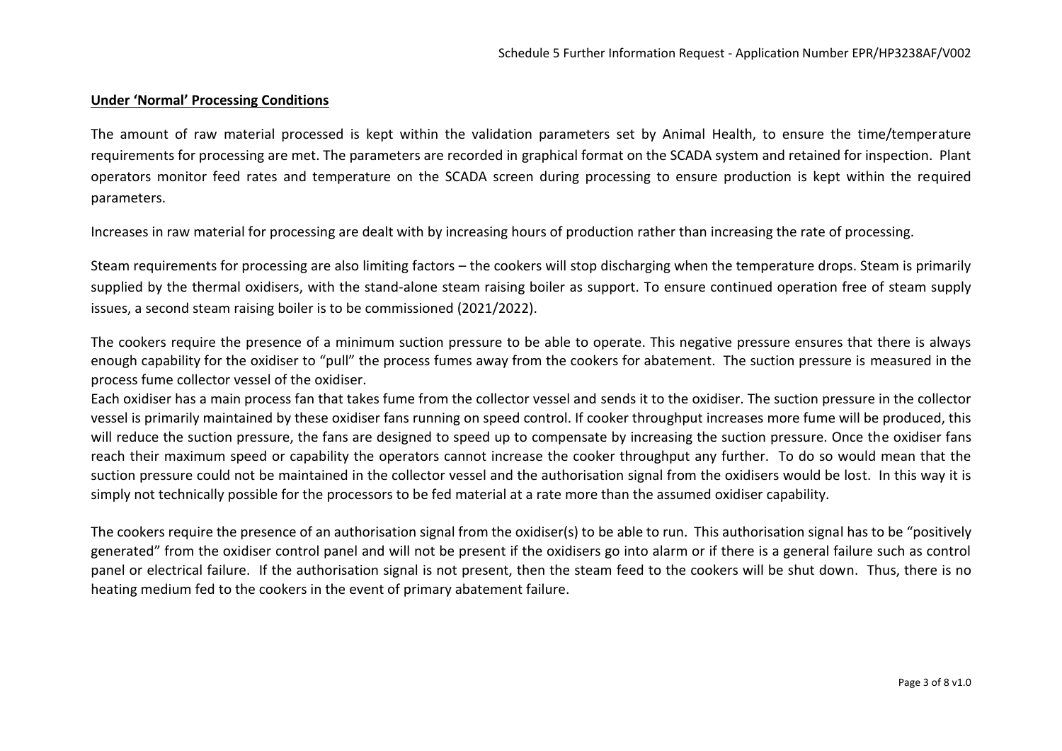**Under 'Normal' Processing Conditions**

The amount of raw material processed is kept within the validation parameters set by Animal Health, to ensure the time/temperature requirements for processing are met. The parameters are recorded in graphical format on the SCADA system and retained for inspection. Plant operators monitor feed rates and temperature on the SCADA screen during processing to ensure production is kept within the required parameters.

Increases in raw material for processing are dealt with by increasing hours of production rather than increasing the rate of processing.

Steam requirements for processing are also limiting factors – the cookers will stop discharging when the temperature drops. Steam is primarily supplied by the thermal oxidisers, with the stand-alone steam raising boiler as support. To ensure continued operation free of steam supply issues, a second steam raising boiler is to be commissioned (2021/2022).

The cookers require the presence of a minimum suction pressure to be able to operate. This negative pressure ensures that there is always enough capability for the oxidiser to "pull" the process fumes away from the cookers for abatement. The suction pressure is measured in the process fume collector vessel of the oxidiser.

Each oxidiser has a main process fan that takes fume from the collector vessel and sends it to the oxidiser. The suction pressure in the collector vessel is primarily maintained by these oxidiser fans running on speed control. If cooker throughput increases more fume will be produced, this will reduce the suction pressure, the fans are designed to speed up to compensate by increasing the suction pressure. Once the oxidiser fans reach their maximum speed or capability the operators cannot increase the cooker throughput any further. To do so would mean that the suction pressure could not be maintained in the collector vessel and the authorisation signal from the oxidisers would be lost. In this way it is simply not technically possible for the processors to be fed material at a rate more than the assumed oxidiser capability.

The cookers require the presence of an authorisation signal from the oxidiser(s) to be able to run. This authorisation signal has to be "positively generated" from the oxidiser control panel and will not be present if the oxidisers go into alarm or if there is a general failure such as control panel or electrical failure. If the authorisation signal is not present, then the steam feed to the cookers will be shut down. Thus, there is no heating medium fed to the cookers in the event of primary abatement failure.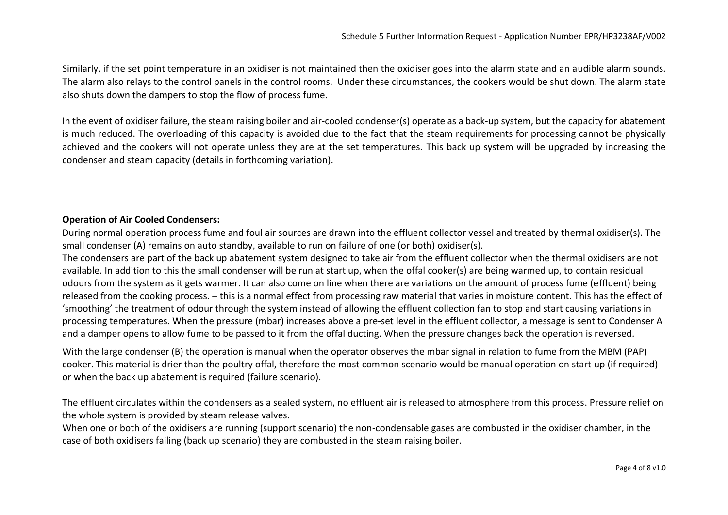Similarly, if the set point temperature in an oxidiser is not maintained then the oxidiser goes into the alarm state and an audible alarm sounds. The alarm also relays to the control panels in the control rooms. Under these circumstances, the cookers would be shut down. The alarm state also shuts down the dampers to stop the flow of process fume.

In the event of oxidiser failure, the steam raising boiler and air-cooled condenser(s) operate as a back-up system, but the capacity for abatement is much reduced. The overloading of this capacity is avoided due to the fact that the steam requirements for processing cannot be physically achieved and the cookers will not operate unless they are at the set temperatures. This back up system will be upgraded by increasing the condenser and steam capacity (details in forthcoming variation).

**Operation of Air Cooled Condensers:**

During normal operation process fume and foul air sources are drawn into the effluent collector vessel and treated by thermal oxidiser(s). The small condenser (A) remains on auto standby, available to run on failure of one (or both) oxidiser(s).

The condensers are part of the back up abatement system designed to take air from the effluent collector when the thermal oxidisers are not available. In addition to this the small condenser will be run at start up, when the offal cooker(s) are being warmed up, to contain residual odours from the system as it gets warmer. It can also come on line when there are variations on the amount of process fume (effluent) being released from the cooking process. – this is a normal effect from processing raw material that varies in moisture content. This has the effect of 'smoothing' the treatment of odour through the system instead of allowing the effluent collection fan to stop and start causing variations in processing temperatures. When the pressure (mbar) increases above a pre-set level in the effluent collector, a message is sent to Condenser A and a damper opens to allow fume to be passed to it from the offal ducting. When the pressure changes back the operation is reversed.

With the large condenser (B) the operation is manual when the operator observes the mbar signal in relation to fume from the MBM (PAP) cooker. This material is drier than the poultry offal, therefore the most common scenario would be manual operation on start up (if required) or when the back up abatement is required (failure scenario).

The effluent circulates within the condensers as a sealed system, no effluent air is released to atmosphere from this process. Pressure relief on the whole system is provided by steam release valves.

When one or both of the oxidisers are running (support scenario) the non-condensable gases are combusted in the oxidiser chamber, in the case of both oxidisers failing (back up scenario) they are combusted in the steam raising boiler.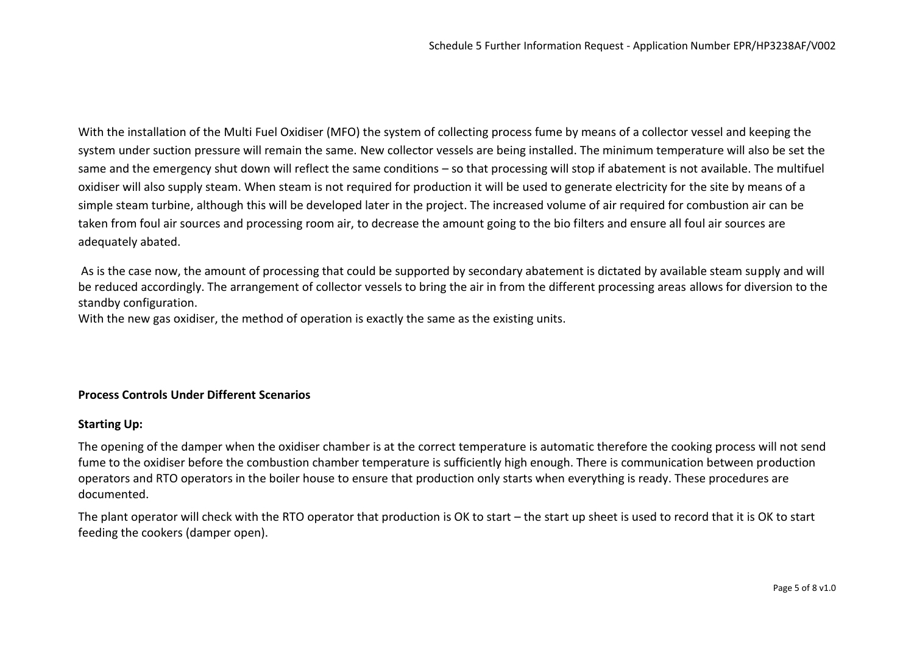With the installation of the Multi Fuel Oxidiser (MFO) the system of collecting process fume by means of a collector vessel and keeping the system under suction pressure will remain the same. New collector vessels are being installed. The minimum temperature will also be set the same and the emergency shut down will reflect the same conditions – so that processing will stop if abatement is not available. The multifuel oxidiser will also supply steam. When steam is not required for production it will be used to generate electricity for the site by means of a simple steam turbine, although this will be developed later in the project. The increased volume of air required for combustion air can be taken from foul air sources and processing room air, to decrease the amount going to the bio filters and ensure all foul air sources are adequately abated.

As is the case now, the amount of processing that could be supported by secondary abatement is dictated by available steam supply and will be reduced accordingly. The arrangement of collector vessels to bring the air in from the different processing areas allows for diversion to the standby configuration.

With the new gas oxidiser, the method of operation is exactly the same as the existing units.

**Process Controls Under Different Scenarios**

**Starting Up:**

The opening of the damper when the oxidiser chamber is at the correct temperature is automatic therefore the cooking process will not send fume to the oxidiser before the combustion chamber temperature is sufficiently high enough. There is communication between production operators and RTO operators in the boiler house to ensure that production only starts when everything is ready. These procedures are documented.

The plant operator will check with the RTO operator that production is OK to start – the start up sheet is used to record that it is OK to start feeding the cookers (damper open).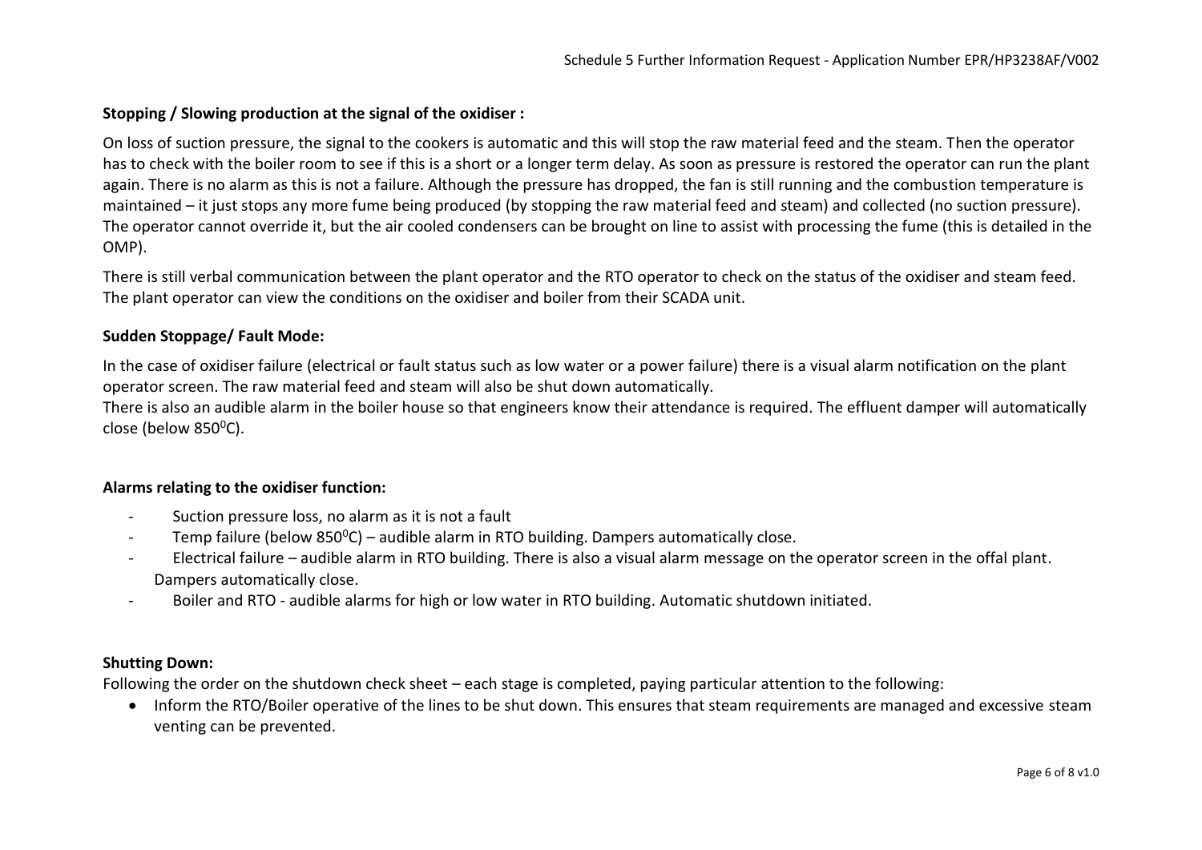**Stopping / Slowing production at the signal of the oxidiser :**

On loss of suction pressure, the signal to the cookers is automatic and this will stop the raw material feed and the steam. Then the operator has to check with the boiler room to see if this is a short or a longer term delay. As soon as pressure is restored the operator can run the plant again. There is no alarm as this is not a failure. Although the pressure has dropped, the fan is still running and the combustion temperature is maintained – it just stops any more fume being produced (by stopping the raw material feed and steam) and collected (no suction pressure). The operator cannot override it, but the air cooled condensers can be brought on line to assist with processing the fume (this is detailed in the OMP).

There is still verbal communication between the plant operator and the RTO operator to check on the status of the oxidiser and steam feed. The plant operator can view the conditions on the oxidiser and boiler from their SCADA unit.

**Sudden Stoppage/ Fault Mode:**

In the case of oxidiser failure (electrical or fault status such as low water or a power failure) there is a visual alarm notification on the plant operator screen. The raw material feed and steam will also be shut down automatically.
There is also an audible alarm in the boiler house so that engineers know their attendance is required. The effluent damper will automatically close (below $850^0$C).

**Alarms relating to the oxidiser function:**

- Suction pressure loss, no alarm as it is not a fault
- Temp failure (below $850^0$C) – audible alarm in RTO building. Dampers automatically close.
- Electrical failure – audible alarm in RTO building. There is also a visual alarm message on the operator screen in the offal plant. Dampers automatically close.
- Boiler and RTO - audible alarms for high or low water in RTO building. Automatic shutdown initiated.

**Shutting Down:**

Following the order on the shutdown check sheet – each stage is completed, paying particular attention to the following:

- Inform the RTO/Boiler operative of the lines to be shut down. This ensures that steam requirements are managed and excessive steam venting can be prevented.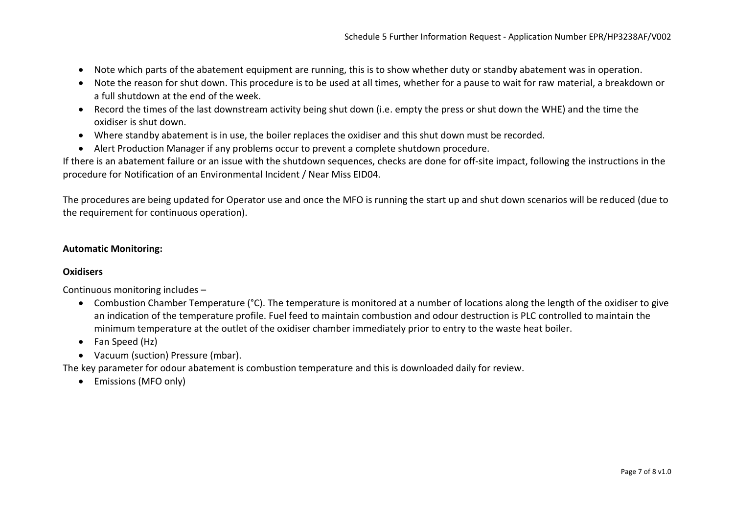- Note which parts of the abatement equipment are running, this is to show whether duty or standby abatement was in operation.
- Note the reason for shut down. This procedure is to be used at all times, whether for a pause to wait for raw material, a breakdown or a full shutdown at the end of the week.
- Record the times of the last downstream activity being shut down (i.e. empty the press or shut down the WHE) and the time the oxidiser is shut down.
- Where standby abatement is in use, the boiler replaces the oxidiser and this shut down must be recorded.
- Alert Production Manager if any problems occur to prevent a complete shutdown procedure.

If there is an abatement failure or an issue with the shutdown sequences, checks are done for off-site impact, following the instructions in the procedure for Notification of an Environmental Incident / Near Miss EID04.

The procedures are being updated for Operator use and once the MFO is running the start up and shut down scenarios will be reduced (due to the requirement for continuous operation).

**Automatic Monitoring:**

**Oxidisers**

Continuous monitoring includes –

- Combustion Chamber Temperature (°C). The temperature is monitored at a number of locations along the length of the oxidiser to give an indication of the temperature profile. Fuel feed to maintain combustion and odour destruction is PLC controlled to maintain the minimum temperature at the outlet of the oxidiser chamber immediately prior to entry to the waste heat boiler.
- Fan Speed (Hz)
- Vacuum (suction) Pressure (mbar).

The key parameter for odour abatement is combustion temperature and this is downloaded daily for review.

- Emissions (MFO only)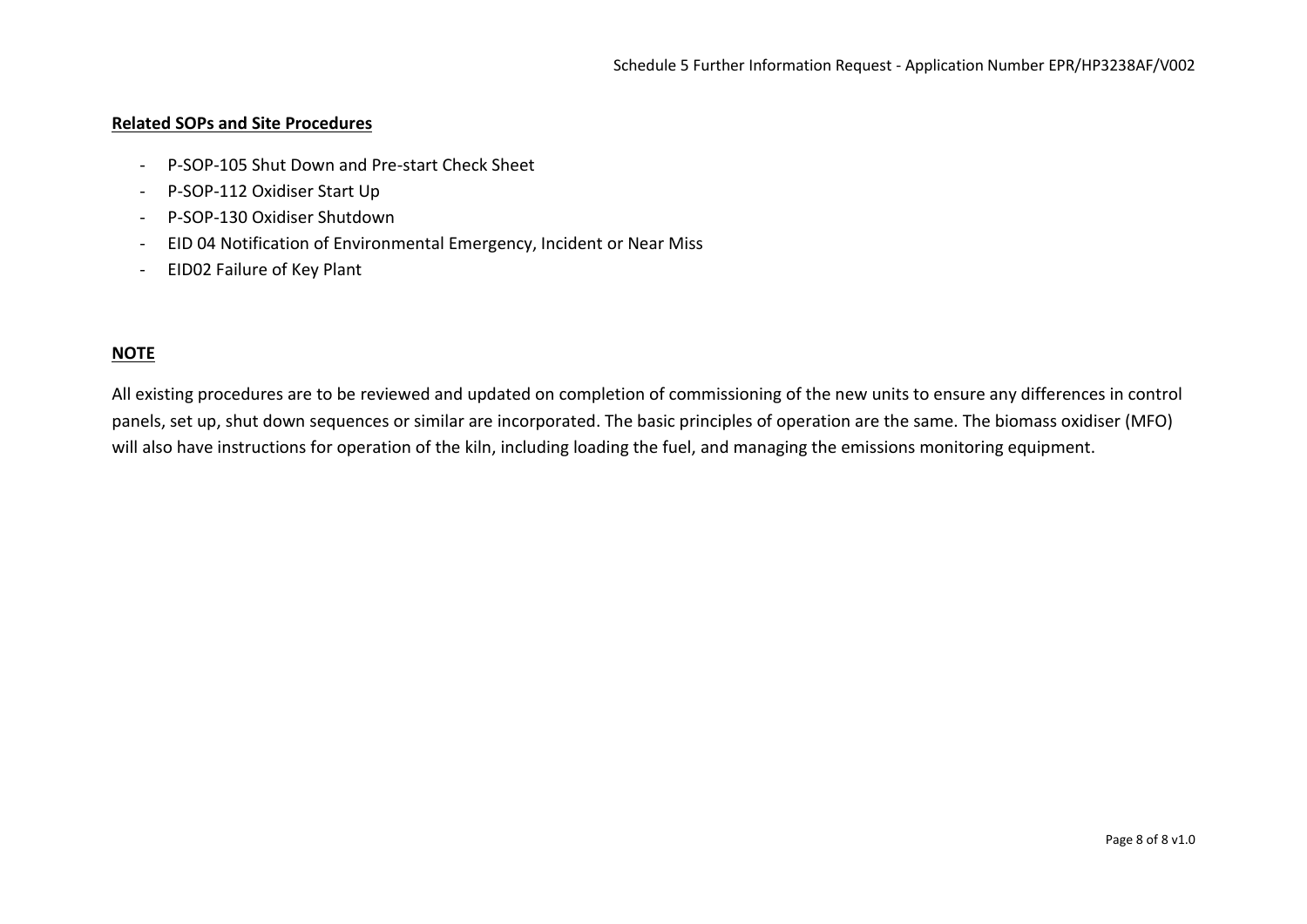**Related SOPs and Site Procedures**

- P-SOP-105 Shut Down and Pre-start Check Sheet
- P-SOP-112 Oxidiser Start Up
- P-SOP-130 Oxidiser Shutdown
- EID 04 Notification of Environmental Emergency, Incident or Near Miss
- EID02 Failure of Key Plant

**NOTE**

All existing procedures are to be reviewed and updated on completion of commissioning of the new units to ensure any differences in control panels, set up, shut down sequences or similar are incorporated. The basic principles of operation are the same. The biomass oxidiser (MFO) will also have instructions for operation of the kiln, including loading the fuel, and managing the emissions monitoring equipment.